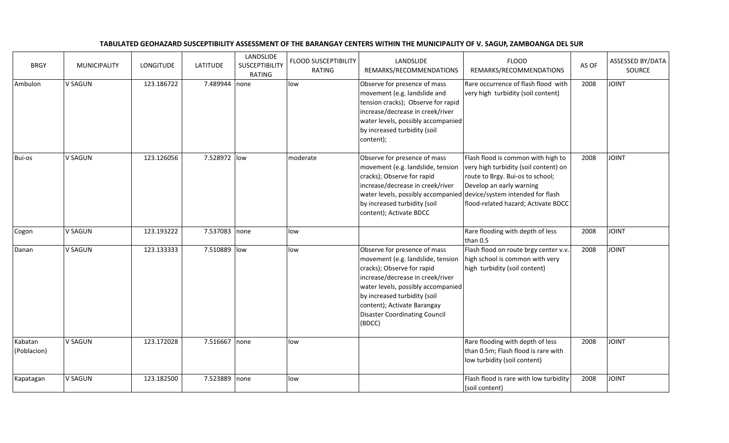**TABULATED GEOHAZARD SUSCEPTIBILITY ASSESSMENT OF THE BARANGAY CENTERS WITHIN THE MUNICIPALITY OF V. SAGUN, ZAMBOANGA DEL SUR**

| BRGY | MUNICIPALITY | LONGITUDE | LATITUDE | LANDSLIDE SUSCEPTIBILITY RATING | FLOOD SUSCEPTIBILITY RATING | LANDSLIDE REMARKS/RECOMMENDATIONS | FLOOD REMARKS/RECOMMENDATIONS | AS OF | ASSESSED BY/DATA SOURCE |
|---|---|---|---|---|---|---|---|---|---|
| Ambulon | V SAGUN | 123.186722 | 7.489944 | none | low | Observe for presence of mass movement (e.g. landslide and tension cracks); Observe for rapid increase/decrease in creek/river water levels, possibly accompanied by increased turbidity (soil content); | Rare occurrence of flash flood with very high turbidity (soil content) | 2008 | JOINT |
| Bui-os | V SAGUN | 123.126056 | 7.528972 | low | moderate | Observe for presence of mass movement (e.g. landslide, tension cracks); Observe for rapid increase/decrease in creek/river water levels, possibly accompanied by increased turbidity (soil content); Activate BDCC | Flash flood is common with high to very high turbidity (soil content) on route to Brgy. Bui-os to school; Develop an early warning device/system intended for flash flood-related hazard; Activate BDCC | 2008 | JOINT |
| Cogon | V SAGUN | 123.193222 | 7.537083 | none | low | | Rare flooding with depth of less than 0.5 | 2008 | JOINT |
| Danan | V SAGUN | 123.133333 | 7.510889 | low | low | Observe for presence of mass movement (e.g. landslide, tension cracks); Observe for rapid increase/decrease in creek/river water levels, possibly accompanied by increased turbidity (soil content); Activate Barangay Disaster Coordinating Council (BDCC) | Flash flood on route brgy center v.v. high school is common with very high turbidity (soil content) | 2008 | JOINT |
| Kabatan (Poblacion) | V SAGUN | 123.172028 | 7.516667 | none | low | | Rare flooding with depth of less than 0.5m; Flash flood is rare with low turbidity (soil content) | 2008 | JOINT |
| Kapatagan | V SAGUN | 123.182500 | 7.523889 | none | low | | Flash flood is rare with low turbidity (soil content) | 2008 | JOINT |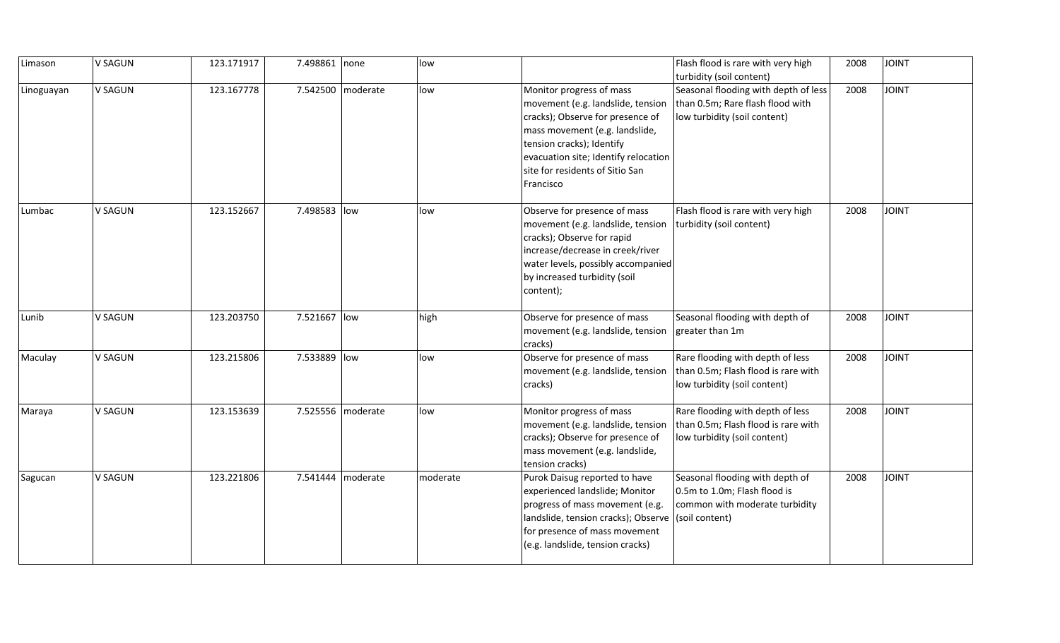| | | | | | | | | | |
|---|---|---|---|---|---|---|---|---|---|
| Limason | V SAGUN | 123.171917 | 7.498861 | none | low | | Flash flood is rare with very high turbidity (soil content) | 2008 | JOINT |
| Linoguayan | V SAGUN | 123.167778 | 7.542500 | moderate | low | Monitor progress of mass movement (e.g. landslide, tension cracks); Observe for presence of mass movement (e.g. landslide, tension cracks); Identify evacuation site; Identify relocation site for residents of Sitio San Francisco | Seasonal flooding with depth of less than 0.5m; Rare flash flood with low turbidity (soil content) | 2008 | JOINT |
| Lumbac | V SAGUN | 123.152667 | 7.498583 | low | low | Observe for presence of mass movement (e.g. landslide, tension cracks); Observe for rapid increase/decrease in creek/river water levels, possibly accompanied by increased turbidity (soil content); | Flash flood is rare with very high turbidity (soil content) | 2008 | JOINT |
| Lunib | V SAGUN | 123.203750 | 7.521667 | low | high | Observe for presence of mass movement (e.g. landslide, tension cracks) | Seasonal flooding with depth of greater than 1m | 2008 | JOINT |
| Maculay | V SAGUN | 123.215806 | 7.533889 | low | low | Observe for presence of mass movement (e.g. landslide, tension cracks) | Rare flooding with depth of less than 0.5m; Flash flood is rare with low turbidity (soil content) | 2008 | JOINT |
| Maraya | V SAGUN | 123.153639 | 7.525556 | moderate | low | Monitor progress of mass movement (e.g. landslide, tension cracks); Observe for presence of mass movement (e.g. landslide, tension cracks) | Rare flooding with depth of less than 0.5m; Flash flood is rare with low turbidity (soil content) | 2008 | JOINT |
| Sagucan | V SAGUN | 123.221806 | 7.541444 | moderate | moderate | Purok Daisug reported to have experienced landslide; Monitor progress of mass movement (e.g. landslide, tension cracks); Observe for presence of mass movement (e.g. landslide, tension cracks) | Seasonal flooding with depth of 0.5m to 1.0m; Flash flood is common with moderate turbidity (soil content) | 2008 | JOINT |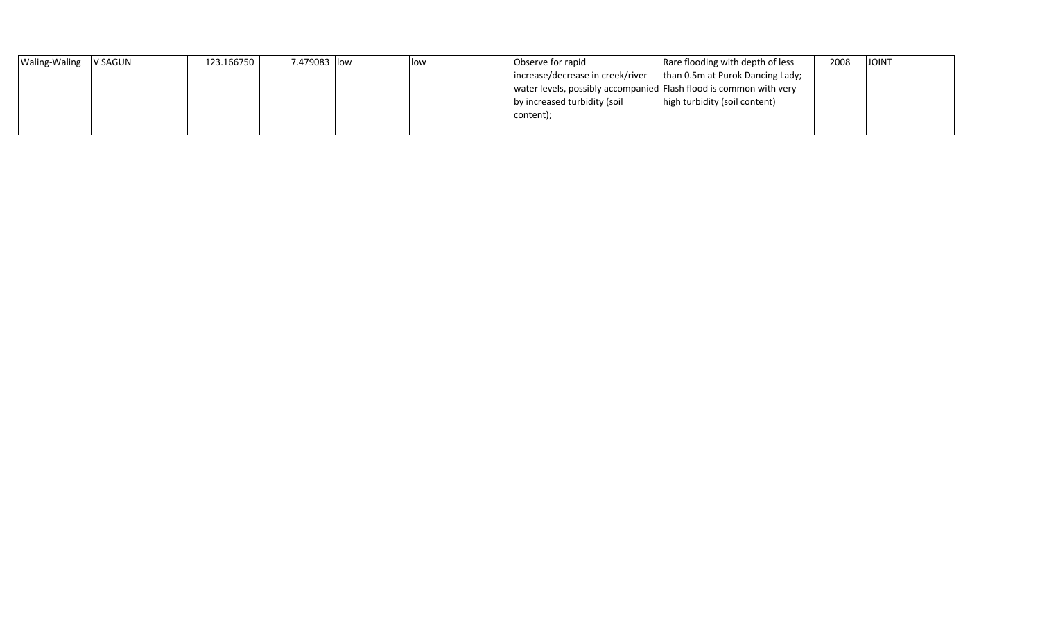| | | | | | | | | | |
|---|---|---|---|---|---|---|---|---|---|
| Waling-Waling | V SAGUN | 123.166750 | 7.479083 | low | low | Observe for rapid increase/decrease in creek/river water levels, possibly accompanied by increased turbidity (soil content); | Rare flooding with depth of less than 0.5m at Purok Dancing Lady; Flash flood is common with very high turbidity (soil content) | 2008 | JOINT |